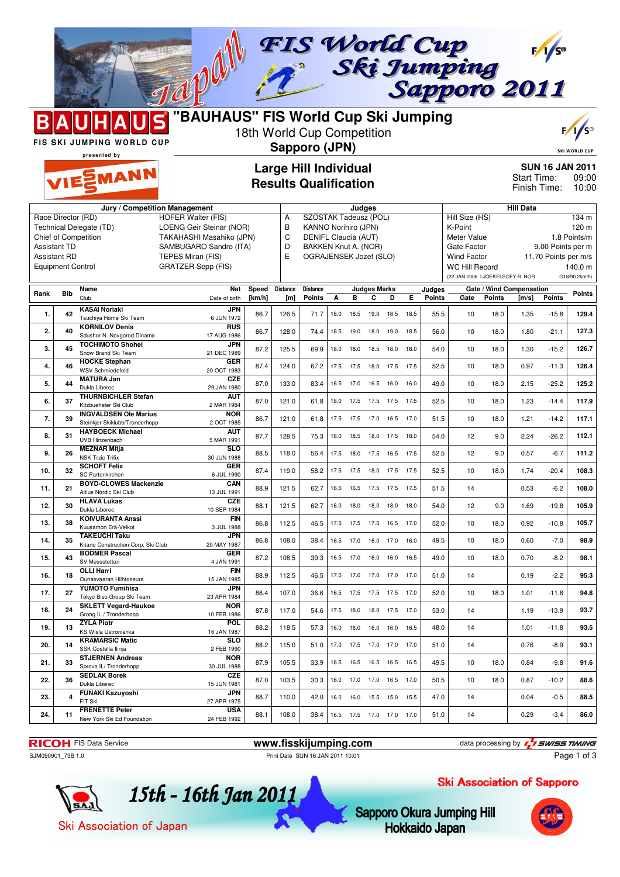# "BAUHAUS" FIS World Cup Ski Jumping

18th World Cup Competition

**Sapporo (JPN)**

FIS SKI JUMPING WORLD CUP presented by VIESSMANN

## Large Hill Individual
## Results Qualification

**SUN 16 JAN 2011**
Start Time: 09:00
Finish Time: 10:00

| Jury / Competition Management | | Judges | | Hill Data | |
|---|---|---|---|---|---|
| Race Director (RD) | HOFER Walter (FIS) | A | SZOSTAK Tadeusz (POL) | Hill Size (HS) | 134 m |
| Technical Delegate (TD) | LOENG Geir Steinar (NOR) | B | KANNO Norihiro (JPN) | K-Point | 120 m |
| Chief of Competition | TAKAHASHI Masahiko (JPN) | C | DENIFL Claudia (AUT) | Meter Value | 1.8 Points/m |
| Assistant TD | SAMBUGARO Sandro (ITA) | D | BAKKEN Knut A. (NOR) | Gate Factor | 9.00 Points per m |
| Assistant RD | TEPES Miran (FIS) | E | OGRAJENSEK Jozef (SLO) | Wind Factor | 11.70 Points per m/s |
| Equipment Control | GRATZER Sepp (FIS) | | | WC Hill Record | 140.0 m |
| | | | | (22 JAN 2006 LJOEKELSOEY R. NOR | G18/90.2km/h) |

| Rank | Bib | Name / Club | Nat / Date of birth | Speed [km/h] | Distance [m] | Distance Points | A | B | C | D | E | Judges Points | Gate | Gate Points | Wind [m/s] | Wind Points | Points |
|---|---|---|---|---|---|---|---|---|---|---|---|---|---|---|---|---|---|
| 1. | 42 | KASAI Noriaki / Tsuchiya Home Ski Team | JPN / 6 JUN 1972 | 86.7 | 126.5 | 71.7 | 18.0 | 18.5 | 19.0 | 18.5 | 18.5 | 55.5 | 10 | 18.0 | 1.35 | -15.8 | 129.4 |
| 2. | 40 | KORNILOV Denis / Sdushor N. Novgorod Dinamo | RUS / 17 AUG 1986 | 86.7 | 128.0 | 74.4 | 18.5 | 19.0 | 18.0 | 19.0 | 18.5 | 56.0 | 10 | 18.0 | 1.80 | -21.1 | 127.3 |
| 3. | 45 | TOCHIMOTO Shohei / Snow Brand Ski Team | JPN / 21 DEC 1989 | 87.2 | 125.5 | 69.9 | 18.0 | 18.0 | 18.5 | 18.0 | 18.0 | 54.0 | 10 | 18.0 | 1.30 | -15.2 | 126.7 |
| 4. | 46 | HOCKE Stephan / WSV Schmiedefeld | GER / 20 OCT 1983 | 87.4 | 124.0 | 67.2 | 17.5 | 17.5 | 18.0 | 17.5 | 17.5 | 52.5 | 10 | 18.0 | 0.97 | -11.3 | 126.4 |
| 5. | 44 | MATURA Jan / Dukla Liberec | CZE / 29 JAN 1980 | 87.0 | 133.0 | 83.4 | 16.5 | 17.0 | 16.5 | 16.0 | 16.0 | 49.0 | 10 | 18.0 | 2.15 | -25.2 | 125.2 |
| 6. | 37 | THURNBICHLER Stefan / Kitzbueheler Ski Club | AUT / 2 MAR 1984 | 87.0 | 121.0 | 61.8 | 18.0 | 17.5 | 17.5 | 17.5 | 17.5 | 52.5 | 10 | 18.0 | 1.23 | -14.4 | 117.9 |
| 7. | 39 | INGVALDSEN Ole Marius / Steinkjer Skiklubb/Tronderhopp | NOR / 2 OCT 1985 | 86.7 | 121.0 | 61.8 | 17.5 | 17.5 | 17.0 | 16.5 | 17.0 | 51.5 | 10 | 18.0 | 1.21 | -14.2 | 117.1 |
| 8. | 31 | HAYBOECK Michael / UVB Hinzenbach | AUT / 5 MAR 1991 | 87.7 | 128.5 | 75.3 | 18.0 | 18.5 | 18.0 | 17.5 | 18.0 | 54.0 | 12 | 9.0 | 2.24 | -26.2 | 112.1 |
| 9. | 26 | MEZNAR Mitja / NSK Trzic Trifix | SLO / 30 JUN 1988 | 88.5 | 118.0 | 56.4 | 17.5 | 18.0 | 17.5 | 16.5 | 17.5 | 52.5 | 12 | 9.0 | 0.57 | -6.7 | 111.2 |
| 10. | 32 | SCHOFT Felix / SC Partenkirchen | GER / 6 JUL 1990 | 87.4 | 119.0 | 58.2 | 17.5 | 17.5 | 18.0 | 17.5 | 17.5 | 52.5 | 10 | 18.0 | 1.74 | -20.4 | 108.3 |
| 11. | 21 | BOYD-CLOWES Mackenzie / Altius Nordic Ski Club | CAN / 13 JUL 1991 | 88.9 | 121.5 | 62.7 | 16.5 | 16.5 | 17.5 | 17.5 | 17.5 | 51.5 | 14 | | 0.53 | -6.2 | 108.0 |
| 12. | 30 | HLAVA Lukas / Dukla Liberec | CZE / 10 SEP 1984 | 88.1 | 121.5 | 62.7 | 18.0 | 18.0 | 18.0 | 18.0 | 18.0 | 54.0 | 12 | 9.0 | 1.69 | -19.8 | 105.9 |
| 13. | 38 | KOIVURANTA Anssi / Kuusamon Erä-Veikot | FIN / 3 JUL 1988 | 86.8 | 112.5 | 46.5 | 17.5 | 17.5 | 17.5 | 16.5 | 17.0 | 52.0 | 10 | 18.0 | 0.92 | -10.8 | 105.7 |
| 14. | 35 | TAKEUCHI Taku / Kitano Construction Corp. Ski Club | JPN / 20 MAY 1987 | 86.8 | 108.0 | 38.4 | 16.5 | 17.0 | 16.0 | 17.0 | 16.0 | 49.5 | 10 | 18.0 | 0.60 | -7.0 | 98.9 |
| 15. | 43 | BODMER Pascal / SV Messstetten | GER / 4 JAN 1991 | 87.2 | 108.5 | 39.3 | 16.5 | 17.0 | 16.0 | 16.0 | 16.5 | 49.0 | 10 | 18.0 | 0.70 | -8.2 | 98.1 |
| 16. | 18 | OLLI Harri / Ounasvaaran Hiihtoseura | FIN / 15 JAN 1985 | 88.9 | 112.5 | 46.5 | 17.0 | 17.0 | 17.0 | 17.0 | 17.0 | 51.0 | 14 | | 0.19 | -2.2 | 95.3 |
| 17. | 27 | YUMOTO Fumihisa / Tokyo Biso Group Ski Team | JPN / 23 APR 1984 | 86.4 | 107.0 | 36.6 | 16.5 | 17.5 | 17.5 | 17.5 | 17.0 | 52.0 | 10 | 18.0 | 1.01 | -11.8 | 94.8 |
| 18. | 24 | SKLETT Vegard-Haukoe / Grong IL / Tronderhopp | NOR / 10 FEB 1986 | 87.8 | 117.0 | 54.6 | 17.5 | 18.0 | 18.0 | 17.5 | 17.0 | 53.0 | 14 | | 1.19 | -13.9 | 93.7 |
| 19. | 13 | ZYLA Piotr / KS Wisla Ustronianka | POL / 16 JAN 1987 | 88.2 | 118.5 | 57.3 | 16.0 | 16.0 | 16.0 | 16.0 | 16.5 | 48.0 | 14 | | 1.01 | -11.8 | 93.5 |
| 20. | 14 | KRAMARSIC Matic / SSK Costella Ilirija | SLO / 2 FEB 1990 | 88.2 | 115.0 | 51.0 | 17.0 | 17.5 | 17.0 | 17.0 | 17.0 | 51.0 | 14 | | 0.76 | -8.9 | 93.1 |
| 21. | 33 | STJERNEN Andreas / Sprova IL/ Tronderhopp | NOR / 30 JUL 1988 | 87.9 | 105.5 | 33.9 | 16.5 | 16.5 | 16.5 | 16.5 | 16.5 | 49.5 | 10 | 18.0 | 0.84 | -9.8 | 91.6 |
| 22. | 36 | SEDLAK Borek / Dukla Liberec | CZE / 15 JUN 1981 | 87.0 | 103.5 | 30.3 | 16.0 | 17.0 | 17.0 | 16.5 | 17.0 | 50.5 | 10 | 18.0 | 0.87 | -10.2 | 88.6 |
| 23. | 4 | FUNAKI Kazuyoshi / FIT Ski | JPN / 27 APR 1975 | 88.7 | 110.0 | 42.0 | 16.0 | 16.0 | 15.5 | 15.0 | 15.5 | 47.0 | 14 | | 0.04 | -0.5 | 88.5 |
| 24. | 11 | FRENETTE Peter / New York Ski Ed Foundation | USA / 24 FEB 1992 | 88.1 | 108.0 | 38.4 | 16.5 | 17.5 | 17.0 | 17.0 | 17.0 | 51.0 | 14 | | 0.29 | -3.4 | 86.0 |

RICOH FIS Data Service | www.fisskijumping.com | data processing by SWISS TIMING

SJM090901_73B 1.0 | Print Date SUN 16 JAN 2011 10:01

15th - 16th Jan 2011 — Ski Association of Japan — Ski Association of Sapporo — Sapporo Okura Jumping Hill Hokkaido Japan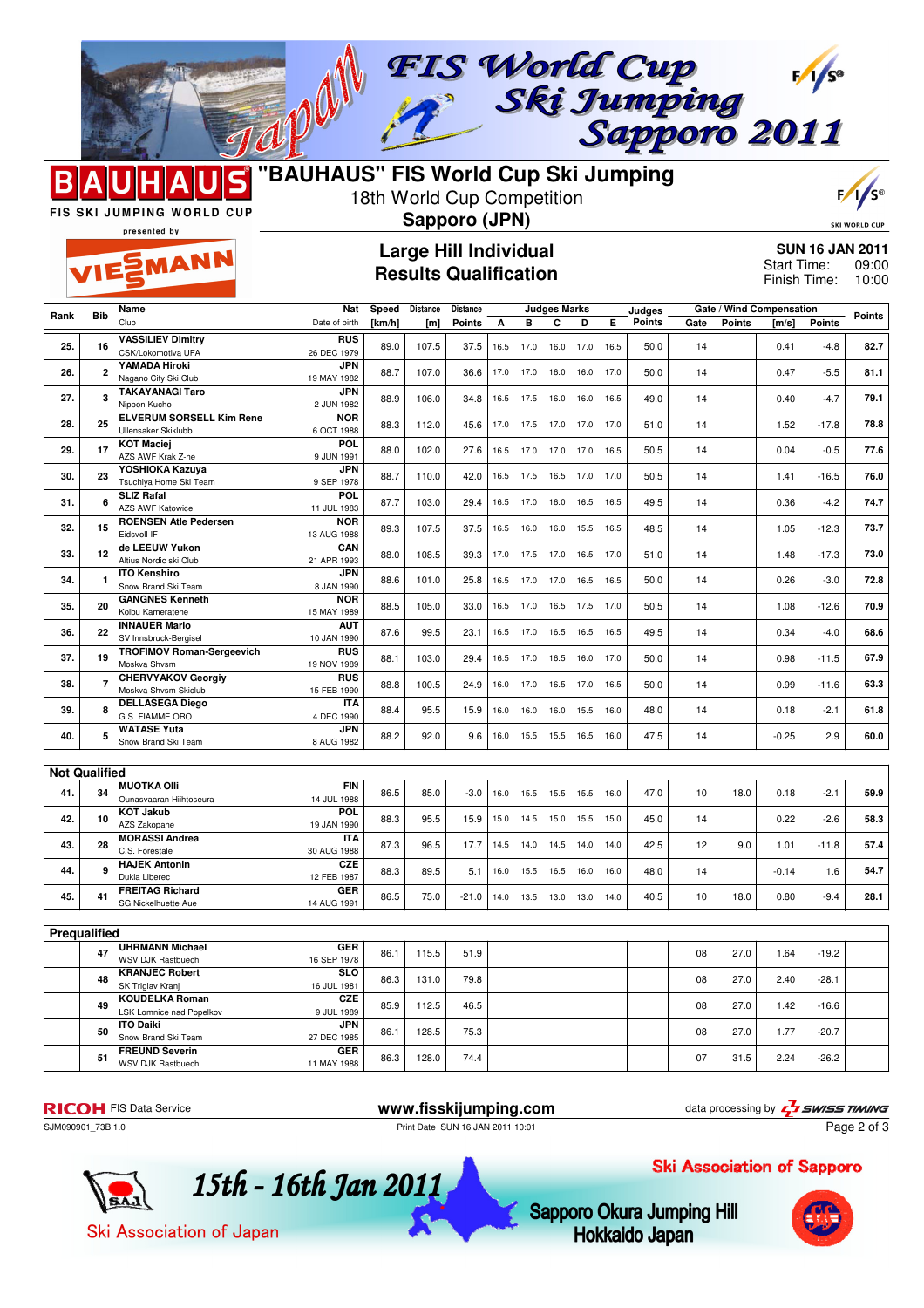# "BAUHAUS" FIS World Cup Ski Jumping

18th World Cup Competition

**Sapporo (JPN)**

## Large Hill Individual
## Results Qualification

**SUN 16 JAN 2011**
Start Time: 09:00
Finish Time: 10:00

| Rank | Bib | Name / Club | Nat / Date of birth | Speed [km/h] | Distance [m] | Distance Points | A | B | C | D | E | Judges Points | Gate | Gate Points | Wind [m/s] | Wind Points | Points |
|---|---|---|---|---|---|---|---|---|---|---|---|---|---|---|---|---|---|
| 25. | 16 | VASSILIEV Dimitry / CSK/Lokomotiva UFA | RUS / 26 DEC 1979 | 89.0 | 107.5 | 37.5 | 16.5 | 17.0 | 16.0 | 17.0 | 16.5 | 50.0 | 14 | | 0.41 | -4.8 | 82.7 |
| 26. | 2 | YAMADA Hiroki / Nagano City Ski Club | JPN / 19 MAY 1982 | 88.7 | 107.0 | 36.6 | 17.0 | 17.0 | 16.0 | 16.0 | 17.0 | 50.0 | 14 | | 0.47 | -5.5 | 81.1 |
| 27. | 3 | TAKAYANAGI Taro / Nippon Kucho | JPN / 2 JUN 1982 | 88.9 | 106.0 | 34.8 | 16.5 | 17.5 | 16.0 | 16.0 | 16.5 | 49.0 | 14 | | 0.40 | -4.7 | 79.1 |
| 28. | 25 | ELVERUM SORSELL Kim Rene / Ullensaker Skiklubb | NOR / 6 OCT 1988 | 88.3 | 112.0 | 45.6 | 17.0 | 17.5 | 17.0 | 17.0 | 17.0 | 51.0 | 14 | | 1.52 | -17.8 | 78.8 |
| 29. | 17 | KOT Maciej / AZS AWF Krak Z-ne | POL / 9 JUN 1991 | 88.0 | 102.0 | 27.6 | 16.5 | 17.0 | 17.0 | 17.0 | 16.5 | 50.5 | 14 | | 0.04 | -0.5 | 77.6 |
| 30. | 23 | YOSHIOKA Kazuya / Tsuchiya Home Ski Team | JPN / 9 SEP 1978 | 88.7 | 110.0 | 42.0 | 16.5 | 17.5 | 16.5 | 17.0 | 17.0 | 50.5 | 14 | | 1.41 | -16.5 | 76.0 |
| 31. | 6 | SLIZ Rafal / AZS AWF Katowice | POL / 11 JUL 1983 | 87.7 | 103.0 | 29.4 | 16.5 | 17.0 | 16.0 | 16.5 | 16.5 | 49.5 | 14 | | 0.36 | -4.2 | 74.7 |
| 32. | 15 | ROENSEN Atle Pedersen / Eidsvoll IF | NOR / 13 AUG 1988 | 89.3 | 107.5 | 37.5 | 16.5 | 16.0 | 16.0 | 15.5 | 16.5 | 48.5 | 14 | | 1.05 | -12.3 | 73.7 |
| 33. | 12 | de LEEUW Yukon / Altius Nordic ski Club | CAN / 21 APR 1993 | 88.0 | 108.5 | 39.3 | 17.0 | 17.5 | 17.0 | 16.5 | 17.0 | 51.0 | 14 | | 1.48 | -17.3 | 73.0 |
| 34. | 1 | ITO Kenshiro / Snow Brand Ski Team | JPN / 8 JAN 1990 | 88.6 | 101.0 | 25.8 | 16.5 | 17.0 | 17.0 | 16.5 | 16.5 | 50.0 | 14 | | 0.26 | -3.0 | 72.8 |
| 35. | 20 | GANGNES Kenneth / Kolbu Kameratene | NOR / 15 MAY 1989 | 88.5 | 105.0 | 33.0 | 16.5 | 17.0 | 16.5 | 17.5 | 17.0 | 50.5 | 14 | | 1.08 | -12.6 | 70.9 |
| 36. | 22 | INNAUER Mario / SV Innsbruck-Bergisel | AUT / 10 JAN 1990 | 87.6 | 99.5 | 23.1 | 16.5 | 17.0 | 16.5 | 16.5 | 16.5 | 49.5 | 14 | | 0.34 | -4.0 | 68.6 |
| 37. | 19 | TROFIMOV Roman-Sergeevich / Moskva Shvsm | RUS / 19 NOV 1989 | 88.1 | 103.0 | 29.4 | 16.5 | 17.0 | 16.5 | 16.0 | 17.0 | 50.0 | 14 | | 0.98 | -11.5 | 67.9 |
| 38. | 7 | CHERVYAKOV Georgiy / Moskva Shvsm Skiclub | RUS / 15 FEB 1990 | 88.8 | 100.5 | 24.9 | 16.0 | 17.0 | 16.5 | 17.0 | 16.5 | 50.0 | 14 | | 0.99 | -11.6 | 63.3 |
| 39. | 8 | DELLASEGA Diego / G.S. FIAMME ORO | ITA / 4 DEC 1990 | 88.4 | 95.5 | 15.9 | 16.0 | 16.0 | 16.0 | 15.5 | 16.0 | 48.0 | 14 | | 0.18 | -2.1 | 61.8 |
| 40. | 5 | WATASE Yuta / Snow Brand Ski Team | JPN / 8 AUG 1982 | 88.2 | 92.0 | 9.6 | 16.0 | 15.5 | 15.5 | 16.5 | 16.0 | 47.5 | 14 | | -0.25 | 2.9 | 60.0 |

**Not Qualified**

| Rank | Bib | Name / Club | Nat / Date of birth | Speed [km/h] | Distance [m] | Distance Points | A | B | C | D | E | Judges Points | Gate | Gate Points | Wind [m/s] | Wind Points | Points |
|---|---|---|---|---|---|---|---|---|---|---|---|---|---|---|---|---|---|
| 41. | 34 | MUOTKA Olli / Ounasvaaran Hiihtoseura | FIN / 14 JUL 1988 | 86.5 | 85.0 | -3.0 | 16.0 | 15.5 | 15.5 | 15.5 | 16.0 | 47.0 | 10 | 18.0 | 0.18 | -2.1 | 59.9 |
| 42. | 10 | KOT Jakub / AZS Zakopane | POL / 19 JAN 1990 | 88.3 | 95.5 | 15.9 | 15.0 | 14.5 | 15.0 | 15.5 | 15.0 | 45.0 | 14 | | 0.22 | -2.6 | 58.3 |
| 43. | 28 | MORASSI Andrea / C.S. Forestale | ITA / 30 AUG 1988 | 87.3 | 96.5 | 17.7 | 14.5 | 14.0 | 14.5 | 14.0 | 14.0 | 42.5 | 12 | 9.0 | 1.01 | -11.8 | 57.4 |
| 44. | 9 | HAJEK Antonin / Dukla Liberec | CZE / 12 FEB 1987 | 88.3 | 89.5 | 5.1 | 16.0 | 15.5 | 16.5 | 16.0 | 16.0 | 48.0 | 14 | | -0.14 | 1.6 | 54.7 |
| 45. | 41 | FREITAG Richard / SG Nickelhuette Aue | GER / 14 AUG 1991 | 86.5 | 75.0 | -21.0 | 14.0 | 13.5 | 13.0 | 13.0 | 14.0 | 40.5 | 10 | 18.0 | 0.80 | -9.4 | 28.1 |

**Prequalified**

| Rank | Bib | Name / Club | Nat / Date of birth | Speed [km/h] | Distance [m] | Distance Points | A | B | C | D | E | Judges Points | Gate | Gate Points | Wind [m/s] | Wind Points | Points |
|---|---|---|---|---|---|---|---|---|---|---|---|---|---|---|---|---|---|
| | 47 | UHRMANN Michael / WSV DJK Rastbuechl | GER / 16 SEP 1978 | 86.1 | 115.5 | 51.9 | | | | | | | 08 | 27.0 | 1.64 | -19.2 | |
| | 48 | KRANJEC Robert / SK Triglav Kranj | SLO / 16 JUL 1981 | 86.3 | 131.0 | 79.8 | | | | | | | 08 | 27.0 | 2.40 | -28.1 | |
| | 49 | KOUDELKA Roman / LSK Lomnice nad Popelkov | CZE / 9 JUL 1989 | 85.9 | 112.5 | 46.5 | | | | | | | 08 | 27.0 | 1.42 | -16.6 | |
| | 50 | ITO Daiki / Snow Brand Ski Team | JPN / 27 DEC 1985 | 86.1 | 128.5 | 75.3 | | | | | | | 08 | 27.0 | 1.77 | -20.7 | |
| | 51 | FREUND Severin / WSV DJK Rastbuechl | GER / 11 MAY 1988 | 86.3 | 128.0 | 74.4 | | | | | | | 07 | 31.5 | 2.24 | -26.2 | |

RICOH FIS Data Service | www.fisskijumping.com | data processing by SWISS TIMING

SJM090901_73B 1.0 | Print Date SUN 16 JAN 2011 10:01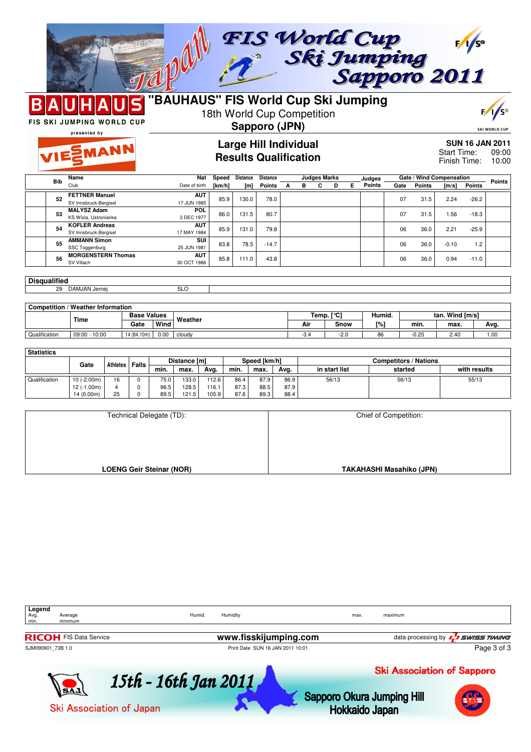# "BAUHAUS" FIS World Cup Ski Jumping

18th World Cup Competition

**Sapporo (JPN)**

FIS SKI JUMPING WORLD CUP presented by VIESSMANN

## Large Hill Individual
## Results Qualification

**SUN 16 JAN 2011**
Start Time: 09:00
Finish Time: 10:00

| Bib | Name / Club | Nat / Date of birth | Speed [km/h] | Distance [m] | Distance Points | A | B | C | D | E | Judges Points | Gate | Points | [m/s] | Points | Points |
|---|---|---|---|---|---|---|---|---|---|---|---|---|---|---|---|---|
| 52 | FETTNER Manuel / SV Innsbruck-Bergisel | AUT / 17 JUN 1985 | 85.9 | 130.0 | 78.0 | | | | | | | 07 | 31.5 | 2.24 | -26.2 | |
| 53 | MALYSZ Adam / KS Wisla, Ustronianka | POL / 3 DEC 1977 | 86.0 | 131.5 | 80.7 | | | | | | | 07 | 31.5 | 1.56 | -18.3 | |
| 54 | KOFLER Andreas / SV Innsbruck-Bergisel | AUT / 17 MAY 1984 | 85.9 | 131.0 | 79.8 | | | | | | | 06 | 36.0 | 2.21 | -25.9 | |
| 55 | AMMANN Simon / SSC Toggenburg | SUI / 25 JUN 1981 | 83.8 | 78.5 | -14.7 | | | | | | | 06 | 36.0 | -0.10 | 1.2 | |
| 56 | MORGENSTERN Thomas / SV Villach | AUT / 30 OCT 1986 | 85.8 | 111.0 | 43.8 | | | | | | | 06 | 36.0 | 0.94 | -11.0 | |

**Disqualified**

| | | |
|---|---|---|
| 29 | DAMJAN Jernej | SLO |

**Competition / Weather Information**

| | Time | Base Values Gate | Base Values Wind | Weather | Temp. [°C] Air | Temp. [°C] Snow | Humid. [%] | tan. Wind [m/s] min. | max. | Avg. |
|---|---|---|---|---|---|---|---|---|---|---|
| Qualification | 09:00 - 10:00 | 14 (84.10m) | 0.00 | cloudy | -3.4 | -2.0 | 86 | -0.25 | 2.40 | 1.00 |

**Statistics**

| | Gate | Athletes | Falls | Distance [m] min. | max. | Avg. | Speed [km/h] min. | max. | Avg. | Competitors / Nations in start list | started | with results |
|---|---|---|---|---|---|---|---|---|---|---|---|---|
| Qualification | 10 (-2.00m) | 16 | 0 | 75.0 | 133.0 | 112.6 | 86.4 | 87.9 | 86.9 | 56/13 | 56/13 | 55/13 |
| | 12 (-1.00m) | 4 | 0 | 96.5 | 128.5 | 116.1 | 87.3 | 88.5 | 87.9 | | | |
| | 14 (0.00m) | 25 | 0 | 89.5 | 121.5 | 105.9 | 87.6 | 89.3 | 88.4 | | | |

| Technical Delegate (TD): | Chief of Competition: |
|---|---|
| **LOENG Geir Steinar (NOR)** | **TAKAHASHI Masahiko (JPN)** |

**Legend**
Avg. Average
min. minimum
Humid. Humidity
max. maximum

RICOH FIS Data Service — www.fisskijumping.com — data processing by SWISS TIMING

SJM090901_73B 1.0 — Print Date SUN 16 JAN 2011 10:01

15th - 16th Jan 2011 — Ski Association of Japan — Ski Association of Sapporo — Sapporo Okura Jumping Hill Hokkaido Japan